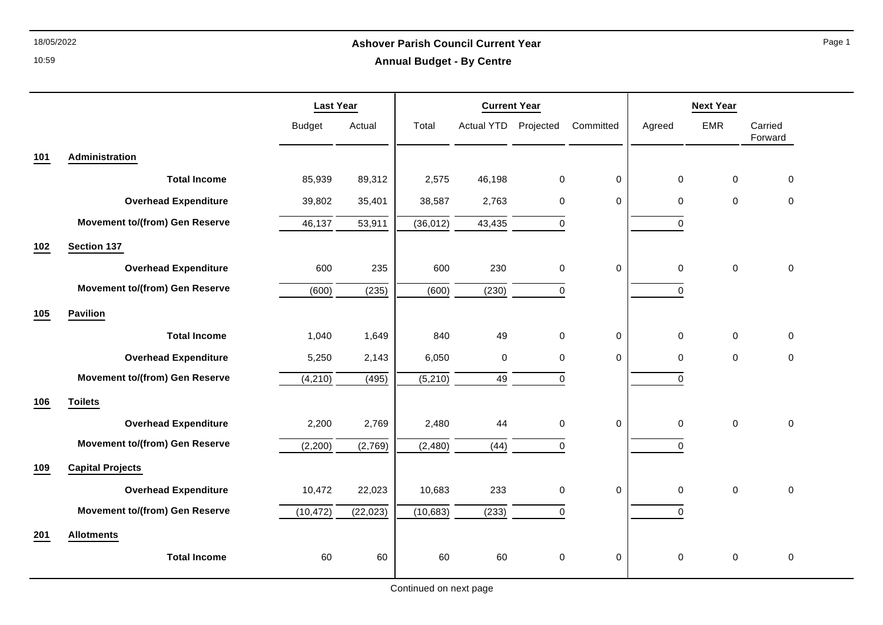# Ashover Parish Council Current Year

## Annual Budget - By Centre

| | | Last Year | | Current Year | | | | Next Year | | |
|---|---|---|---|---|---|---|---|---|---|---|
| | | Budget | Actual | Total | Actual YTD | Projected | Committed | Agreed | EMR | Carried Forward |
| **101** | **Administration** | | | | | | | | | |
| | **Total Income** | 85,939 | 89,312 | 2,575 | 46,198 | 0 | 0 | 0 | 0 | 0 |
| | **Overhead Expenditure** | 39,802 | 35,401 | 38,587 | 2,763 | 0 | 0 | 0 | 0 | 0 |
| | **Movement to/(from) Gen Reserve** | 46,137 | 53,911 | (36,012) | 43,435 | 0 | | 0 | | |
| **102** | **Section 137** | | | | | | | | | |
| | **Overhead Expenditure** | 600 | 235 | 600 | 230 | 0 | 0 | 0 | 0 | 0 |
| | **Movement to/(from) Gen Reserve** | (600) | (235) | (600) | (230) | 0 | | 0 | | |
| **105** | **Pavilion** | | | | | | | | | |
| | **Total Income** | 1,040 | 1,649 | 840 | 49 | 0 | 0 | 0 | 0 | 0 |
| | **Overhead Expenditure** | 5,250 | 2,143 | 6,050 | 0 | 0 | 0 | 0 | 0 | 0 |
| | **Movement to/(from) Gen Reserve** | (4,210) | (495) | (5,210) | 49 | 0 | | 0 | | |
| **106** | **Toilets** | | | | | | | | | |
| | **Overhead Expenditure** | 2,200 | 2,769 | 2,480 | 44 | 0 | 0 | 0 | 0 | 0 |
| | **Movement to/(from) Gen Reserve** | (2,200) | (2,769) | (2,480) | (44) | 0 | | 0 | | |
| **109** | **Capital Projects** | | | | | | | | | |
| | **Overhead Expenditure** | 10,472 | 22,023 | 10,683 | 233 | 0 | 0 | 0 | 0 | 0 |
| | **Movement to/(from) Gen Reserve** | (10,472) | (22,023) | (10,683) | (233) | 0 | | 0 | | |
| **201** | **Allotments** | | | | | | | | | |
| | **Total Income** | 60 | 60 | 60 | 60 | 0 | 0 | 0 | 0 | 0 |

Continued on next page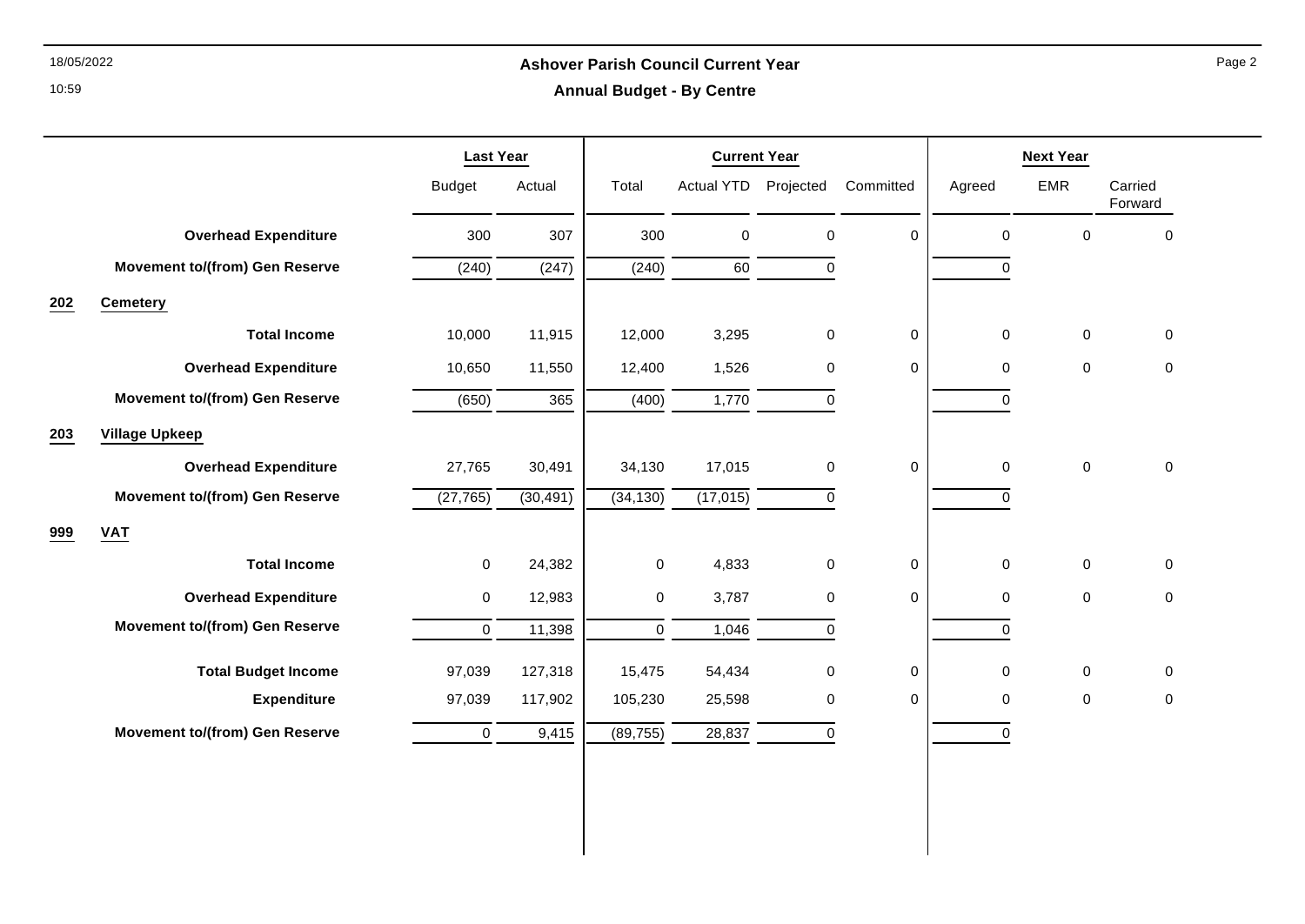## Ashover Parish Council Current Year

### Annual Budget - By Centre

| | | Last Year | | Current Year | | | | Next Year | | |
|---|---|---|---|---|---|---|---|---|---|---|
| | | Budget | Actual | Total | Actual YTD | Projected | Committed | Agreed | EMR | Carried Forward |
| | **Overhead Expenditure** | 300 | 307 | 300 | 0 | 0 | 0 | 0 | 0 | 0 |
| | **Movement to/(from) Gen Reserve** | (240) | (247) | (240) | 60 | 0 | | 0 | | |
| **202** | **Cemetery** | | | | | | | | | |
| | **Total Income** | 10,000 | 11,915 | 12,000 | 3,295 | 0 | 0 | 0 | 0 | 0 |
| | **Overhead Expenditure** | 10,650 | 11,550 | 12,400 | 1,526 | 0 | 0 | 0 | 0 | 0 |
| | **Movement to/(from) Gen Reserve** | (650) | 365 | (400) | 1,770 | 0 | | 0 | | |
| **203** | **Village Upkeep** | | | | | | | | | |
| | **Overhead Expenditure** | 27,765 | 30,491 | 34,130 | 17,015 | 0 | 0 | 0 | 0 | 0 |
| | **Movement to/(from) Gen Reserve** | (27,765) | (30,491) | (34,130) | (17,015) | 0 | | 0 | | |
| **999** | **VAT** | | | | | | | | | |
| | **Total Income** | 0 | 24,382 | 0 | 4,833 | 0 | 0 | 0 | 0 | 0 |
| | **Overhead Expenditure** | 0 | 12,983 | 0 | 3,787 | 0 | 0 | 0 | 0 | 0 |
| | **Movement to/(from) Gen Reserve** | 0 | 11,398 | 0 | 1,046 | 0 | | 0 | | |
| | **Total Budget Income** | 97,039 | 127,318 | 15,475 | 54,434 | 0 | 0 | 0 | 0 | 0 |
| | **Expenditure** | 97,039 | 117,902 | 105,230 | 25,598 | 0 | 0 | 0 | 0 | 0 |
| | **Movement to/(from) Gen Reserve** | 0 | 9,415 | (89,755) | 28,837 | 0 | | 0 | | |